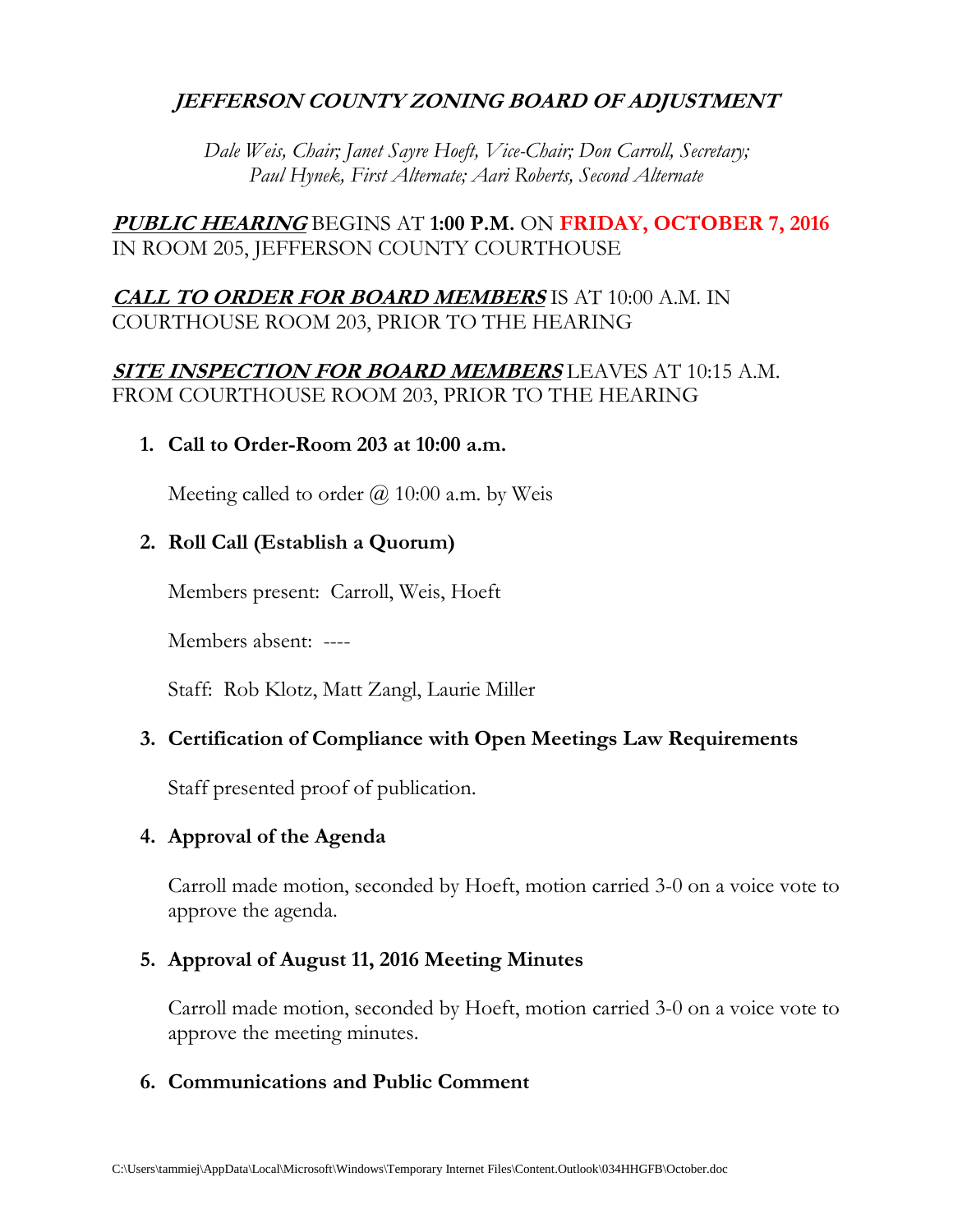# *JEFFERSON COUNTY ZONING BOARD OF ADJUSTMENT*

*Dale Weis, Chair; Janet Sayre Hoeft, Vice-Chair; Don Carroll, Secretary; Paul Hynek, First Alternate; Aari Roberts, Second Alternate*

***PUBLIC HEARING*** BEGINS AT **1:00 P.M.** ON **FRIDAY, OCTOBER 7, 2016** IN ROOM 205, JEFFERSON COUNTY COURTHOUSE

***CALL TO ORDER FOR BOARD MEMBERS*** IS AT 10:00 A.M. IN COURTHOUSE ROOM 203, PRIOR TO THE HEARING

***SITE INSPECTION FOR BOARD MEMBERS*** LEAVES AT 10:15 A.M. FROM COURTHOUSE ROOM 203, PRIOR TO THE HEARING

1. **Call to Order-Room 203 at 10:00 a.m.**

   Meeting called to order @ 10:00 a.m. by Weis

2. **Roll Call (Establish a Quorum)**

   Members present: Carroll, Weis, Hoeft

   Members absent: ----

   Staff: Rob Klotz, Matt Zangl, Laurie Miller

3. **Certification of Compliance with Open Meetings Law Requirements**

   Staff presented proof of publication.

4. **Approval of the Agenda**

   Carroll made motion, seconded by Hoeft, motion carried 3-0 on a voice vote to approve the agenda.

5. **Approval of August 11, 2016 Meeting Minutes**

   Carroll made motion, seconded by Hoeft, motion carried 3-0 on a voice vote to approve the meeting minutes.

6. **Communications and Public Comment**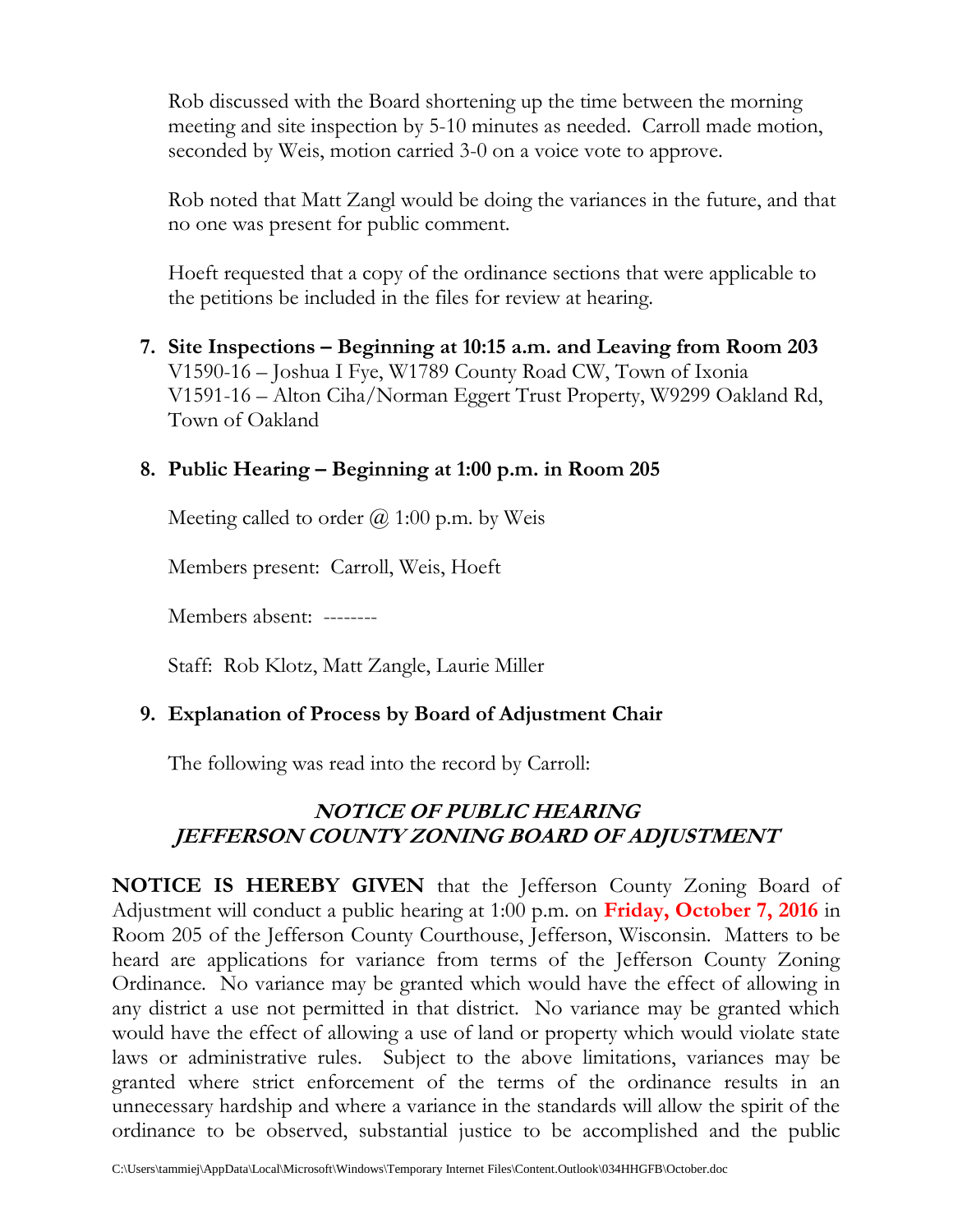Rob discussed with the Board shortening up the time between the morning meeting and site inspection by 5-10 minutes as needed. Carroll made motion, seconded by Weis, motion carried 3-0 on a voice vote to approve.

Rob noted that Matt Zangl would be doing the variances in the future, and that no one was present for public comment.

Hoeft requested that a copy of the ordinance sections that were applicable to the petitions be included in the files for review at hearing.

7. **Site Inspections – Beginning at 10:15 a.m. and Leaving from Room 203**
   V1590-16 – Joshua I Fye, W1789 County Road CW, Town of Ixonia
   V1591-16 – Alton Ciha/Norman Eggert Trust Property, W9299 Oakland Rd, Town of Oakland

8. **Public Hearing – Beginning at 1:00 p.m. in Room 205**

   Meeting called to order @ 1:00 p.m. by Weis

   Members present: Carroll, Weis, Hoeft

   Members absent: --------

   Staff: Rob Klotz, Matt Zangle, Laurie Miller

9. **Explanation of Process by Board of Adjustment Chair**

   The following was read into the record by Carroll:

## *NOTICE OF PUBLIC HEARING*
## *JEFFERSON COUNTY ZONING BOARD OF ADJUSTMENT*

**NOTICE IS HEREBY GIVEN** that the Jefferson County Zoning Board of Adjustment will conduct a public hearing at 1:00 p.m. on **Friday, October 7, 2016** in Room 205 of the Jefferson County Courthouse, Jefferson, Wisconsin. Matters to be heard are applications for variance from terms of the Jefferson County Zoning Ordinance. No variance may be granted which would have the effect of allowing in any district a use not permitted in that district. No variance may be granted which would have the effect of allowing a use of land or property which would violate state laws or administrative rules. Subject to the above limitations, variances may be granted where strict enforcement of the terms of the ordinance results in an unnecessary hardship and where a variance in the standards will allow the spirit of the ordinance to be observed, substantial justice to be accomplished and the public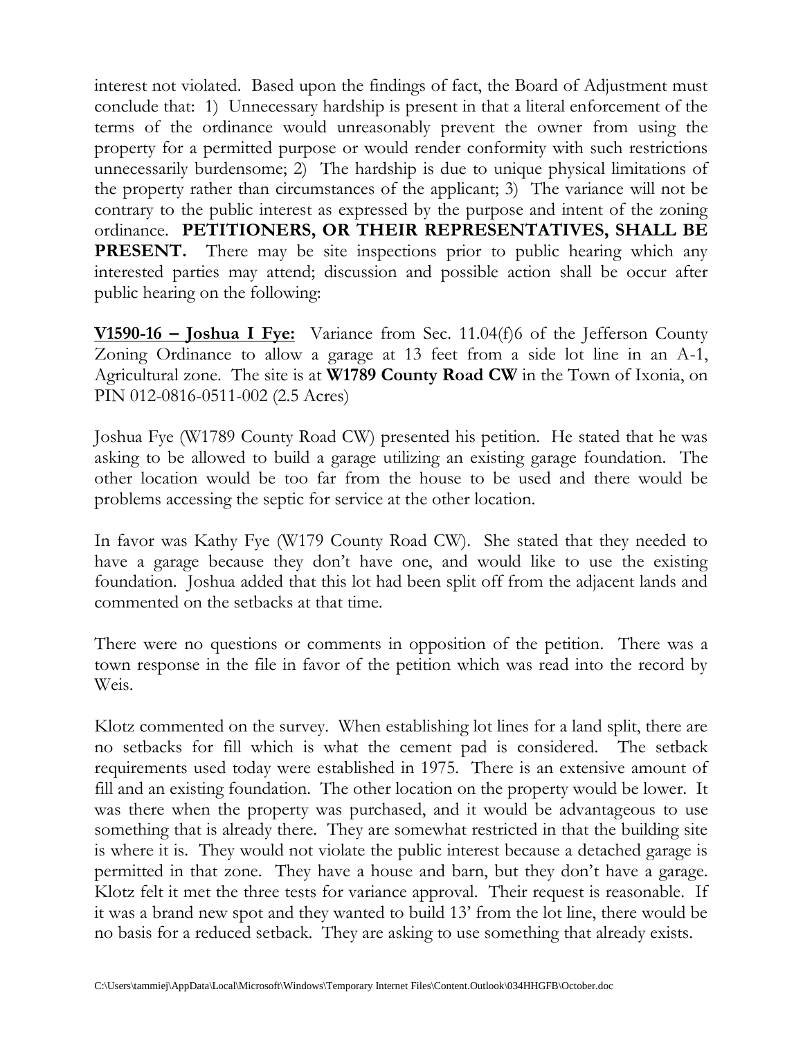interest not violated. Based upon the findings of fact, the Board of Adjustment must conclude that: 1) Unnecessary hardship is present in that a literal enforcement of the terms of the ordinance would unreasonably prevent the owner from using the property for a permitted purpose or would render conformity with such restrictions unnecessarily burdensome; 2) The hardship is due to unique physical limitations of the property rather than circumstances of the applicant; 3) The variance will not be contrary to the public interest as expressed by the purpose and intent of the zoning ordinance. **PETITIONERS, OR THEIR REPRESENTATIVES, SHALL BE PRESENT.** There may be site inspections prior to public hearing which any interested parties may attend; discussion and possible action shall be occur after public hearing on the following:

**V1590-16 – Joshua I Fye:** Variance from Sec. 11.04(f)6 of the Jefferson County Zoning Ordinance to allow a garage at 13 feet from a side lot line in an A-1, Agricultural zone. The site is at **W1789 County Road CW** in the Town of Ixonia, on PIN 012-0816-0511-002 (2.5 Acres)

Joshua Fye (W1789 County Road CW) presented his petition. He stated that he was asking to be allowed to build a garage utilizing an existing garage foundation. The other location would be too far from the house to be used and there would be problems accessing the septic for service at the other location.

In favor was Kathy Fye (W179 County Road CW). She stated that they needed to have a garage because they don't have one, and would like to use the existing foundation. Joshua added that this lot had been split off from the adjacent lands and commented on the setbacks at that time.

There were no questions or comments in opposition of the petition. There was a town response in the file in favor of the petition which was read into the record by Weis.

Klotz commented on the survey. When establishing lot lines for a land split, there are no setbacks for fill which is what the cement pad is considered. The setback requirements used today were established in 1975. There is an extensive amount of fill and an existing foundation. The other location on the property would be lower. It was there when the property was purchased, and it would be advantageous to use something that is already there. They are somewhat restricted in that the building site is where it is. They would not violate the public interest because a detached garage is permitted in that zone. They have a house and barn, but they don't have a garage. Klotz felt it met the three tests for variance approval. Their request is reasonable. If it was a brand new spot and they wanted to build 13' from the lot line, there would be no basis for a reduced setback. They are asking to use something that already exists.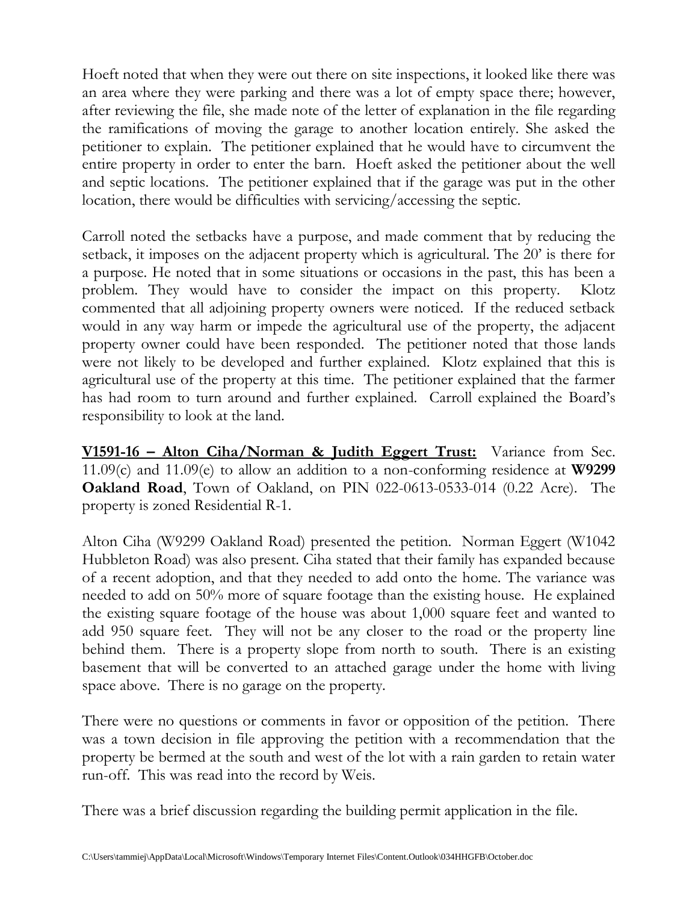Hoeft noted that when they were out there on site inspections, it looked like there was an area where they were parking and there was a lot of empty space there; however, after reviewing the file, she made note of the letter of explanation in the file regarding the ramifications of moving the garage to another location entirely. She asked the petitioner to explain. The petitioner explained that he would have to circumvent the entire property in order to enter the barn. Hoeft asked the petitioner about the well and septic locations. The petitioner explained that if the garage was put in the other location, there would be difficulties with servicing/accessing the septic.

Carroll noted the setbacks have a purpose, and made comment that by reducing the setback, it imposes on the adjacent property which is agricultural. The 20' is there for a purpose. He noted that in some situations or occasions in the past, this has been a problem. They would have to consider the impact on this property. Klotz commented that all adjoining property owners were noticed. If the reduced setback would in any way harm or impede the agricultural use of the property, the adjacent property owner could have been responded. The petitioner noted that those lands were not likely to be developed and further explained. Klotz explained that this is agricultural use of the property at this time. The petitioner explained that the farmer has had room to turn around and further explained. Carroll explained the Board's responsibility to look at the land.

**<u>V1591-16 – Alton Ciha/Norman & Judith Eggert Trust:</u>** Variance from Sec. 11.09(c) and 11.09(e) to allow an addition to a non-conforming residence at **W9299 Oakland Road**, Town of Oakland, on PIN 022-0613-0533-014 (0.22 Acre). The property is zoned Residential R-1.

Alton Ciha (W9299 Oakland Road) presented the petition. Norman Eggert (W1042 Hubbleton Road) was also present. Ciha stated that their family has expanded because of a recent adoption, and that they needed to add onto the home. The variance was needed to add on 50% more of square footage than the existing house. He explained the existing square footage of the house was about 1,000 square feet and wanted to add 950 square feet. They will not be any closer to the road or the property line behind them. There is a property slope from north to south. There is an existing basement that will be converted to an attached garage under the home with living space above. There is no garage on the property.

There were no questions or comments in favor or opposition of the petition. There was a town decision in file approving the petition with a recommendation that the property be bermed at the south and west of the lot with a rain garden to retain water run-off. This was read into the record by Weis.

There was a brief discussion regarding the building permit application in the file.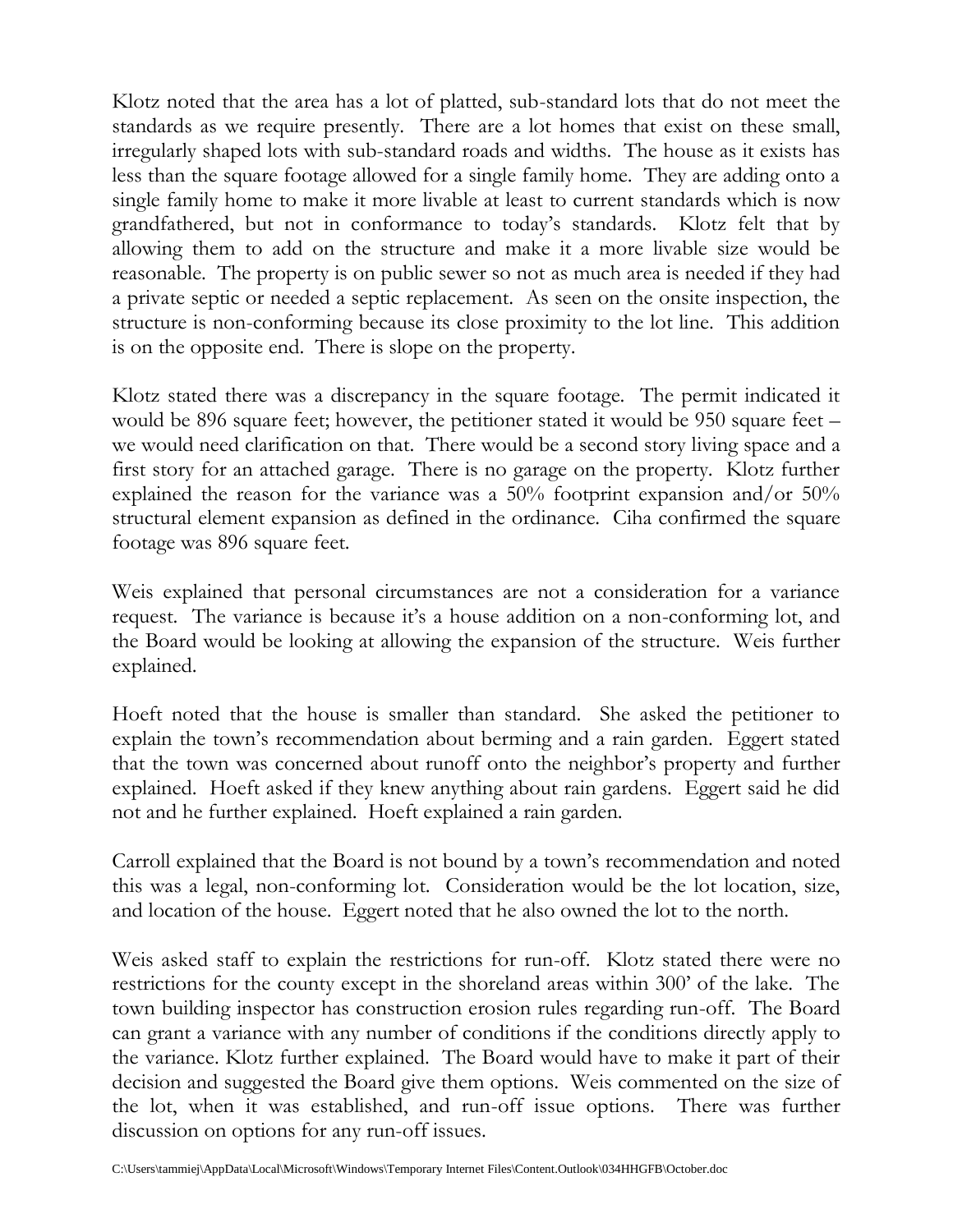Klotz noted that the area has a lot of platted, sub-standard lots that do not meet the standards as we require presently. There are a lot homes that exist on these small, irregularly shaped lots with sub-standard roads and widths. The house as it exists has less than the square footage allowed for a single family home. They are adding onto a single family home to make it more livable at least to current standards which is now grandfathered, but not in conformance to today's standards. Klotz felt that by allowing them to add on the structure and make it a more livable size would be reasonable. The property is on public sewer so not as much area is needed if they had a private septic or needed a septic replacement. As seen on the onsite inspection, the structure is non-conforming because its close proximity to the lot line. This addition is on the opposite end. There is slope on the property.

Klotz stated there was a discrepancy in the square footage. The permit indicated it would be 896 square feet; however, the petitioner stated it would be 950 square feet – we would need clarification on that. There would be a second story living space and a first story for an attached garage. There is no garage on the property. Klotz further explained the reason for the variance was a 50% footprint expansion and/or 50% structural element expansion as defined in the ordinance. Ciha confirmed the square footage was 896 square feet.

Weis explained that personal circumstances are not a consideration for a variance request. The variance is because it's a house addition on a non-conforming lot, and the Board would be looking at allowing the expansion of the structure. Weis further explained.

Hoeft noted that the house is smaller than standard. She asked the petitioner to explain the town's recommendation about berming and a rain garden. Eggert stated that the town was concerned about runoff onto the neighbor's property and further explained. Hoeft asked if they knew anything about rain gardens. Eggert said he did not and he further explained. Hoeft explained a rain garden.

Carroll explained that the Board is not bound by a town's recommendation and noted this was a legal, non-conforming lot. Consideration would be the lot location, size, and location of the house. Eggert noted that he also owned the lot to the north.

Weis asked staff to explain the restrictions for run-off. Klotz stated there were no restrictions for the county except in the shoreland areas within 300' of the lake. The town building inspector has construction erosion rules regarding run-off. The Board can grant a variance with any number of conditions if the conditions directly apply to the variance. Klotz further explained. The Board would have to make it part of their decision and suggested the Board give them options. Weis commented on the size of the lot, when it was established, and run-off issue options. There was further discussion on options for any run-off issues.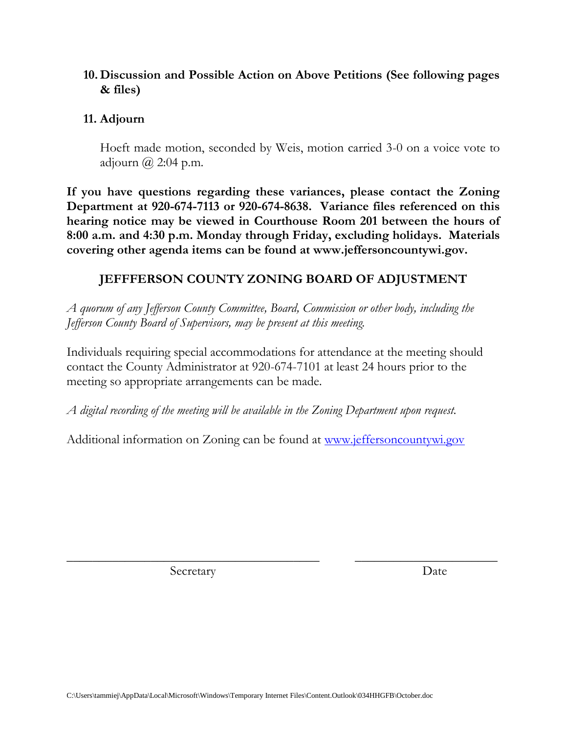**10. Discussion and Possible Action on Above Petitions (See following pages & files)**

**11. Adjourn**

Hoeft made motion, seconded by Weis, motion carried 3-0 on a voice vote to adjourn @ 2:04 p.m.

**If you have questions regarding these variances, please contact the Zoning Department at 920-674-7113 or 920-674-8638. Variance files referenced on this hearing notice may be viewed in Courthouse Room 201 between the hours of 8:00 a.m. and 4:30 p.m. Monday through Friday, excluding holidays. Materials covering other agenda items can be found at www.jeffersoncountywi.gov.**

## JEFFFERSON COUNTY ZONING BOARD OF ADJUSTMENT

*A quorum of any Jefferson County Committee, Board, Commission or other body, including the Jefferson County Board of Supervisors, may be present at this meeting.*

Individuals requiring special accommodations for attendance at the meeting should contact the County Administrator at 920-674-7101 at least 24 hours prior to the meeting so appropriate arrangements can be made.

*A digital recording of the meeting will be available in the Zoning Department upon request.*

Additional information on Zoning can be found at www.jeffersoncountywi.gov

\_\_\_\_\_\_\_\_\_\_\_\_\_\_\_\_\_\_\_\_\_\_\_\_\_\_\_\_\_\_\_\_\_\_\_\_ \_\_\_\_\_\_\_\_\_\_\_\_\_\_\_\_\_\_\_\_

Secretary Date

C:\Users\tammiej\AppData\Local\Microsoft\Windows\Temporary Internet Files\Content.Outlook\034HHGFB\October.doc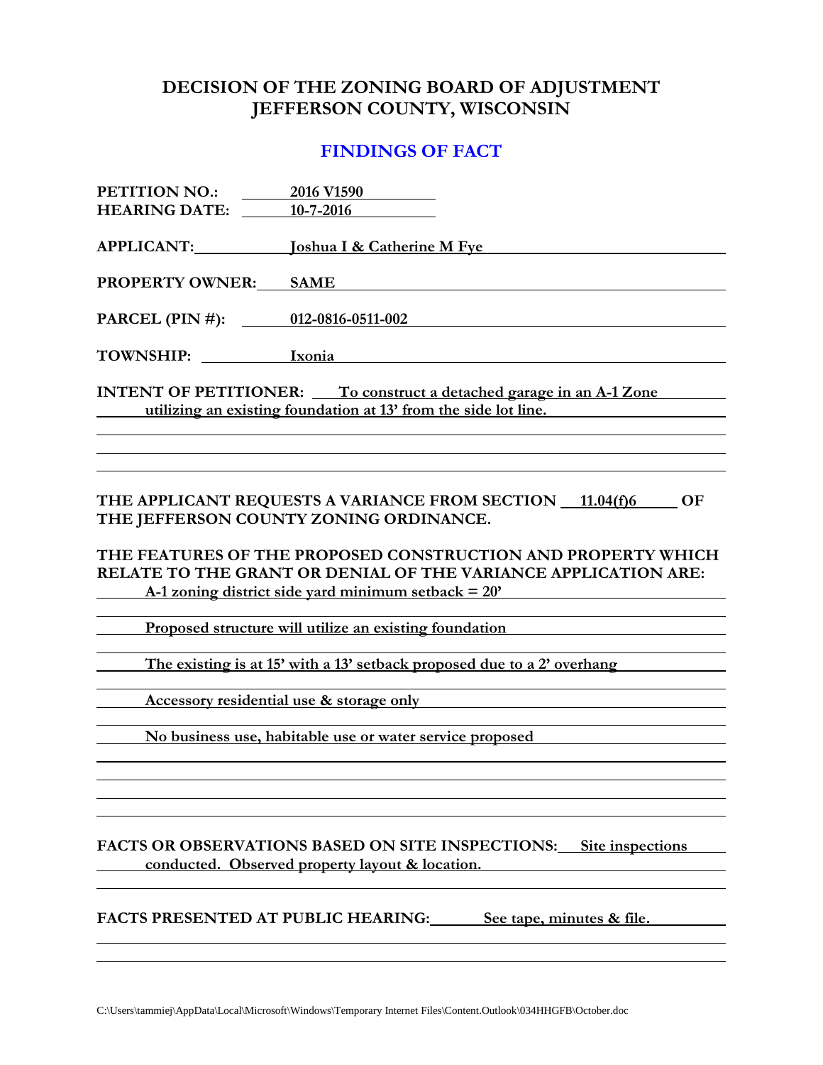# DECISION OF THE ZONING BOARD OF ADJUSTMENT
# JEFFERSON COUNTY, WISCONSIN

## FINDINGS OF FACT

**PETITION NO.:** 2016 V1590
**HEARING DATE:** 10-7-2016

**APPLICANT:** Joshua I & Catherine M Fye

**PROPERTY OWNER:** SAME

**PARCEL (PIN #):** 012-0816-0511-002

**TOWNSHIP:** Ixonia

**INTENT OF PETITIONER:** To construct a detached garage in an A-1 Zone utilizing an existing foundation at 13' from the side lot line.

**THE APPLICANT REQUESTS A VARIANCE FROM SECTION** 11.04(f)6 **OF THE JEFFERSON COUNTY ZONING ORDINANCE.**

**THE FEATURES OF THE PROPOSED CONSTRUCTION AND PROPERTY WHICH RELATE TO THE GRANT OR DENIAL OF THE VARIANCE APPLICATION ARE:**

A-1 zoning district side yard minimum setback = 20'

Proposed structure will utilize an existing foundation

The existing is at 15' with a 13' setback proposed due to a 2' overhang

Accessory residential use & storage only

No business use, habitable use or water service proposed

**FACTS OR OBSERVATIONS BASED ON SITE INSPECTIONS:** Site inspections conducted. Observed property layout & location.

**FACTS PRESENTED AT PUBLIC HEARING:** See tape, minutes & file.

C:\Users\tammiej\AppData\Local\Microsoft\Windows\Temporary Internet Files\Content.Outlook\034HHGFB\October.doc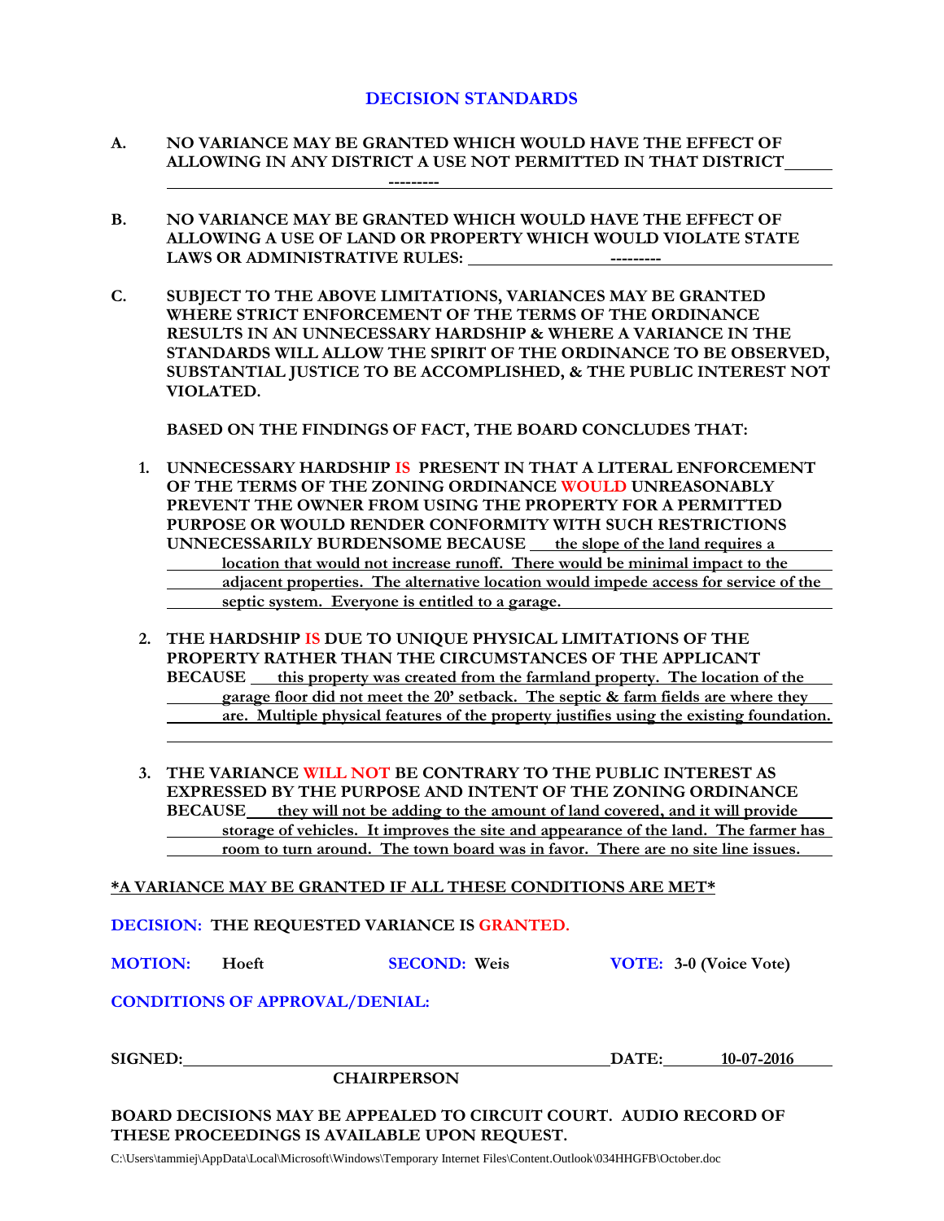## DECISION STANDARDS

**A. NO VARIANCE MAY BE GRANTED WHICH WOULD HAVE THE EFFECT OF ALLOWING IN ANY DISTRICT A USE NOT PERMITTED IN THAT DISTRICT** ---------

**B. NO VARIANCE MAY BE GRANTED WHICH WOULD HAVE THE EFFECT OF ALLOWING A USE OF LAND OR PROPERTY WHICH WOULD VIOLATE STATE LAWS OR ADMINISTRATIVE RULES:** ---------

**C. SUBJECT TO THE ABOVE LIMITATIONS, VARIANCES MAY BE GRANTED WHERE STRICT ENFORCEMENT OF THE TERMS OF THE ORDINANCE RESULTS IN AN UNNECESSARY HARDSHIP & WHERE A VARIANCE IN THE STANDARDS WILL ALLOW THE SPIRIT OF THE ORDINANCE TO BE OBSERVED, SUBSTANTIAL JUSTICE TO BE ACCOMPLISHED, & THE PUBLIC INTEREST NOT VIOLATED.**

**BASED ON THE FINDINGS OF FACT, THE BOARD CONCLUDES THAT:**

1. **UNNECESSARY HARDSHIP IS PRESENT IN THAT A LITERAL ENFORCEMENT OF THE TERMS OF THE ZONING ORDINANCE WOULD UNREASONABLY PREVENT THE OWNER FROM USING THE PROPERTY FOR A PERMITTED PURPOSE OR WOULD RENDER CONFORMITY WITH SUCH RESTRICTIONS UNNECESSARILY BURDENSOME BECAUSE** the slope of the land requires a location that would not increase runoff. There would be minimal impact to the adjacent properties. The alternative location would impede access for service of the septic system. Everyone is entitled to a garage.

2. **THE HARDSHIP IS DUE TO UNIQUE PHYSICAL LIMITATIONS OF THE PROPERTY RATHER THAN THE CIRCUMSTANCES OF THE APPLICANT BECAUSE** this property was created from the farmland property. The location of the garage floor did not meet the 20' setback. The septic & farm fields are where they are. Multiple physical features of the property justifies using the existing foundation.

3. **THE VARIANCE WILL NOT BE CONTRARY TO THE PUBLIC INTEREST AS EXPRESSED BY THE PURPOSE AND INTENT OF THE ZONING ORDINANCE BECAUSE** they will not be adding to the amount of land covered, and it will provide storage of vehicles. It improves the site and appearance of the land. The farmer has room to turn around. The town board was in favor. There are no site line issues.

***A VARIANCE MAY BE GRANTED IF ALL THESE CONDITIONS ARE MET***

**DECISION: THE REQUESTED VARIANCE IS GRANTED.**

**MOTION:** Hoeft **SECOND:** Weis **VOTE:** 3-0 (Voice Vote)

**CONDITIONS OF APPROVAL/DENIAL:**

**SIGNED:** ______________________ **DATE:** 10-07-2016
**CHAIRPERSON**

**BOARD DECISIONS MAY BE APPEALED TO CIRCUIT COURT. AUDIO RECORD OF THESE PROCEEDINGS IS AVAILABLE UPON REQUEST.**

C:\Users\tammiej\AppData\Local\Microsoft\Windows\Temporary Internet Files\Content.Outlook\034HHGFB\October.doc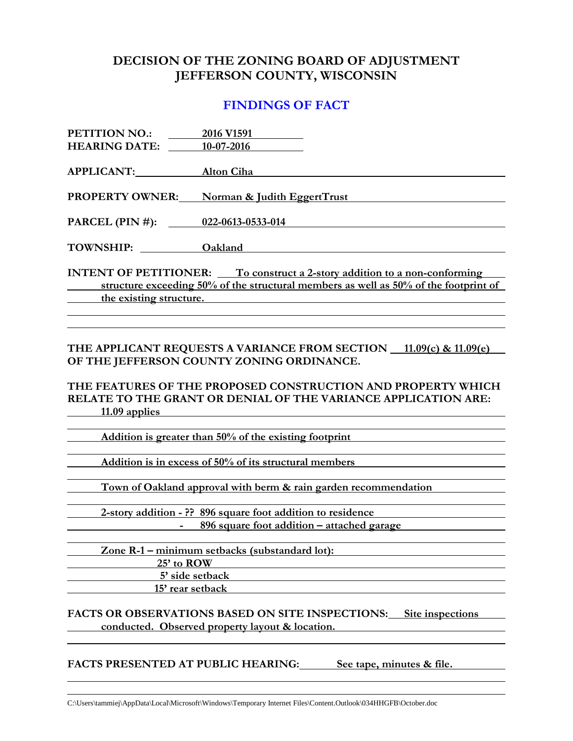# DECISION OF THE ZONING BOARD OF ADJUSTMENT
# JEFFERSON COUNTY, WISCONSIN

## FINDINGS OF FACT

**PETITION NO.:** 2016 V1591
**HEARING DATE:** 10-07-2016

**APPLICANT:** Alton Ciha

**PROPERTY OWNER:** Norman & Judith EggertTrust

**PARCEL (PIN #):** 022-0613-0533-014

**TOWNSHIP:** Oakland

**INTENT OF PETITIONER:** To construct a 2-story addition to a non-conforming structure exceeding 50% of the structural members as well as 50% of the footprint of the existing structure.

**THE APPLICANT REQUESTS A VARIANCE FROM SECTION** 11.09(c) & 11.09(e) **OF THE JEFFERSON COUNTY ZONING ORDINANCE.**

**THE FEATURES OF THE PROPOSED CONSTRUCTION AND PROPERTY WHICH RELATE TO THE GRANT OR DENIAL OF THE VARIANCE APPLICATION ARE:**

11.09 applies

Addition is greater than 50% of the existing footprint

Addition is in excess of 50% of its structural members

Town of Oakland approval with berm & rain garden recommendation

2-story addition - ?? 896 square foot addition to residence
- 896 square foot addition – attached garage

Zone R-1 – minimum setbacks (substandard lot):
25' to ROW
5' side setback
15' rear setback

**FACTS OR OBSERVATIONS BASED ON SITE INSPECTIONS:** Site inspections conducted. Observed property layout & location.

**FACTS PRESENTED AT PUBLIC HEARING:** See tape, minutes & file.

C:\Users\tammiej\AppData\Local\Microsoft\Windows\Temporary Internet Files\Content.Outlook\034HHGFB\October.doc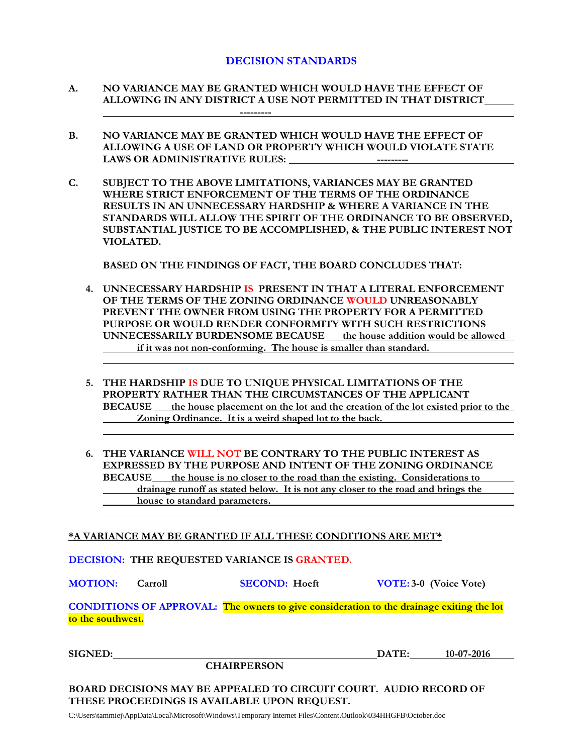## DECISION STANDARDS

**A. NO VARIANCE MAY BE GRANTED WHICH WOULD HAVE THE EFFECT OF ALLOWING IN ANY DISTRICT A USE NOT PERMITTED IN THAT DISTRICT** ---------

**B. NO VARIANCE MAY BE GRANTED WHICH WOULD HAVE THE EFFECT OF ALLOWING A USE OF LAND OR PROPERTY WHICH WOULD VIOLATE STATE LAWS OR ADMINISTRATIVE RULES:** ---------

**C. SUBJECT TO THE ABOVE LIMITATIONS, VARIANCES MAY BE GRANTED WHERE STRICT ENFORCEMENT OF THE TERMS OF THE ORDINANCE RESULTS IN AN UNNECESSARY HARDSHIP & WHERE A VARIANCE IN THE STANDARDS WILL ALLOW THE SPIRIT OF THE ORDINANCE TO BE OBSERVED, SUBSTANTIAL JUSTICE TO BE ACCOMPLISHED, & THE PUBLIC INTEREST NOT VIOLATED.**

**BASED ON THE FINDINGS OF FACT, THE BOARD CONCLUDES THAT:**

4. **UNNECESSARY HARDSHIP IS PRESENT IN THAT A LITERAL ENFORCEMENT OF THE TERMS OF THE ZONING ORDINANCE WOULD UNREASONABLY PREVENT THE OWNER FROM USING THE PROPERTY FOR A PERMITTED PURPOSE OR WOULD RENDER CONFORMITY WITH SUCH RESTRICTIONS UNNECESSARILY BURDENSOME BECAUSE** the house addition would be allowed if it was not non-conforming. The house is smaller than standard.

5. **THE HARDSHIP IS DUE TO UNIQUE PHYSICAL LIMITATIONS OF THE PROPERTY RATHER THAN THE CIRCUMSTANCES OF THE APPLICANT BECAUSE** the house placement on the lot and the creation of the lot existed prior to the Zoning Ordinance. It is a weird shaped lot to the back.

6. **THE VARIANCE WILL NOT BE CONTRARY TO THE PUBLIC INTEREST AS EXPRESSED BY THE PURPOSE AND INTENT OF THE ZONING ORDINANCE BECAUSE** the house is no closer to the road than the existing. Considerations to drainage runoff as stated below. It is not any closer to the road and brings the house to standard parameters.

**\*A VARIANCE MAY BE GRANTED IF ALL THESE CONDITIONS ARE MET\***

**DECISION: THE REQUESTED VARIANCE IS GRANTED.**

**MOTION:** Carroll **SECOND:** Hoeft **VOTE:** 3-0 (Voice Vote)

**CONDITIONS OF APPROVAL: The owners to give consideration to the drainage exiting the lot to the southwest.**

**SIGNED:** ______________________ **DATE:** 10-07-2016

**CHAIRPERSON**

**BOARD DECISIONS MAY BE APPEALED TO CIRCUIT COURT. AUDIO RECORD OF THESE PROCEEDINGS IS AVAILABLE UPON REQUEST.**

C:\Users\tammiej\AppData\Local\Microsoft\Windows\Temporary Internet Files\Content.Outlook\034HHGFB\October.doc